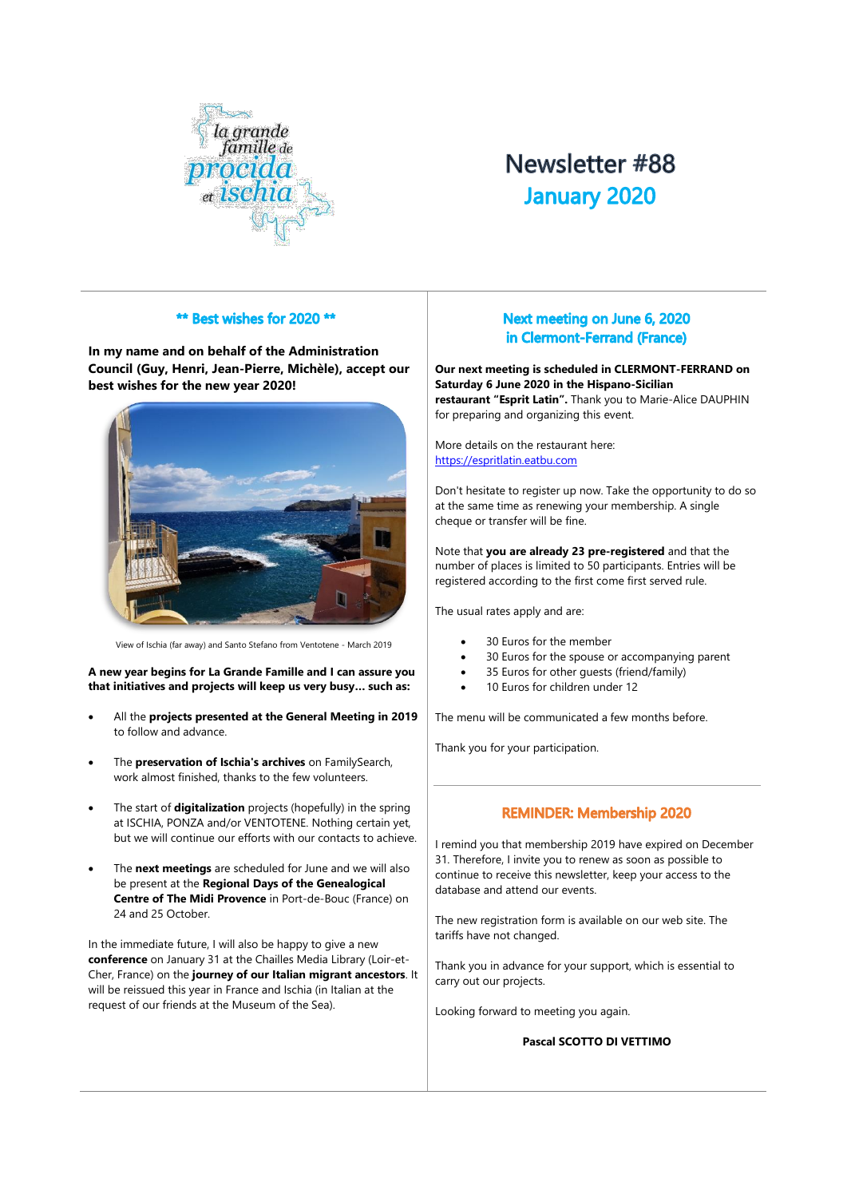# Newsletter #88
## January 2020

### ** Best wishes for 2020 **

**In my name and on behalf of the Administration Council (Guy, Henri, Jean-Pierre, Michèle), accept our best wishes for the new year 2020!**

View of Ischia (far away) and Santo Stefano from Ventotene - March 2019

**A new year begins for La Grande Famille and I can assure you that initiatives and projects will keep us very busy… such as:**

- All the **projects presented at the General Meeting in 2019** to follow and advance.
- The **preservation of Ischia's archives** on FamilySearch, work almost finished, thanks to the few volunteers.
- The start of **digitalization** projects (hopefully) in the spring at ISCHIA, PONZA and/or VENTOTENE. Nothing certain yet, but we will continue our efforts with our contacts to achieve.
- The **next meetings** are scheduled for June and we will also be present at the **Regional Days of the Genealogical Centre of The Midi Provence** in Port-de-Bouc (France) on 24 and 25 October.

In the immediate future, I will also be happy to give a new **conference** on January 31 at the Chailles Media Library (Loir-et-Cher, France) on the **journey of our Italian migrant ancestors**. It will be reissued this year in France and Ischia (in Italian at the request of our friends at the Museum of the Sea).

### Next meeting on June 6, 2020 in Clermont-Ferrand (France)

**Our next meeting is scheduled in CLERMONT-FERRAND on Saturday 6 June 2020 in the Hispano-Sicilian restaurant "Esprit Latin".** Thank you to Marie-Alice DAUPHIN for preparing and organizing this event.

More details on the restaurant here:
https://espritlatin.eatbu.com

Don't hesitate to register up now. Take the opportunity to do so at the same time as renewing your membership. A single cheque or transfer will be fine.

Note that **you are already 23 pre-registered** and that the number of places is limited to 50 participants. Entries will be registered according to the first come first served rule.

The usual rates apply and are:

- 30 Euros for the member
- 30 Euros for the spouse or accompanying parent
- 35 Euros for other guests (friend/family)
- 10 Euros for children under 12

The menu will be communicated a few months before.

Thank you for your participation.

### REMINDER: Membership 2020

I remind you that membership 2019 have expired on December 31. Therefore, I invite you to renew as soon as possible to continue to receive this newsletter, keep your access to the database and attend our events.

The new registration form is available on our web site. The tariffs have not changed.

Thank you in advance for your support, which is essential to carry out our projects.

Looking forward to meeting you again.

**Pascal SCOTTO DI VETTIMO**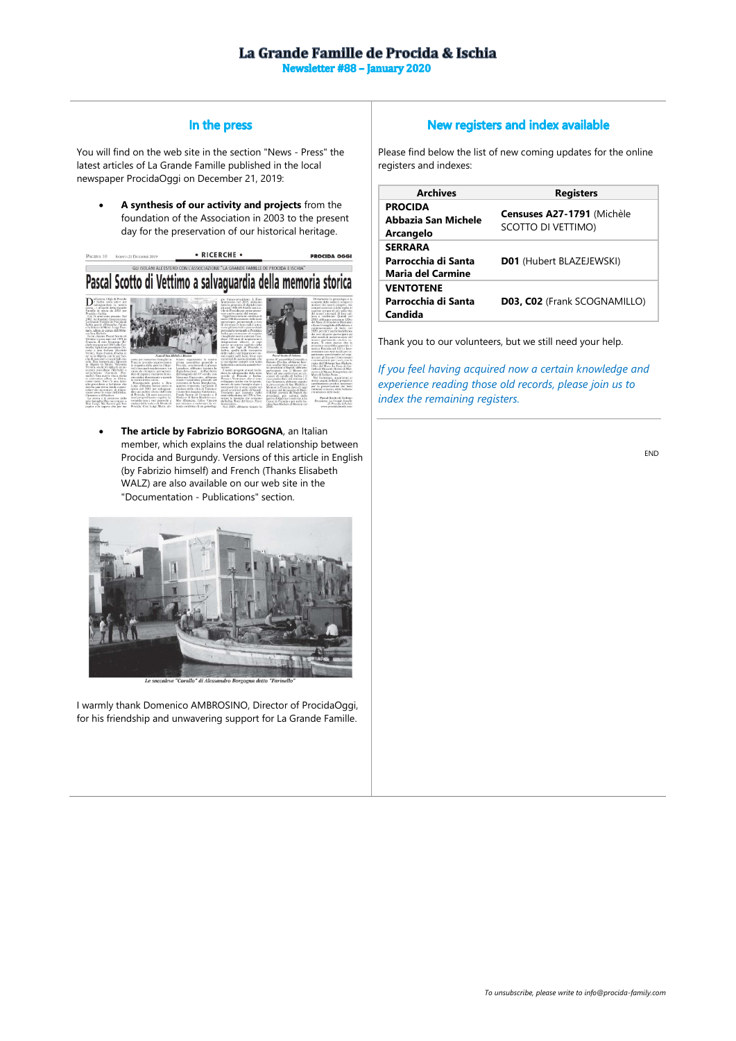# La Grande Famille de Procida & Ischia

**Newsletter #88 – January 2020**

## In the press

You will find on the web site in the section "News - Press" the latest articles of La Grande Famille published in the local newspaper ProcidaOggi on December 21, 2019:

- **A synthesis of our activity and projects** from the foundation of the Association in 2003 to the present day for the preservation of our historical heritage.

- **The article by Fabrizio BORGOGNA**, an Italian member, which explains the dual relationship between Procida and Burgundy. Versions of this article in English (by Fabrizio himself) and French (Thanks Elisabeth WALZ) are also available on our web site in the "Documentation - Publications" section.

Le saccaleve "Corallo" di Alessandro Borgogna detto "Farinello"

I warmly thank Domenico AMBROSINO, Director of ProcidaOggi, for his friendship and unwavering support for La Grande Famille.

## New registers and index available

Please find below the list of new coming updates for the online registers and indexes:

| Archives | Registers |
|---|---|
| **PROCIDA Abbazia San Michele Arcangelo** | **Censuses A27-1791** (Michèle SCOTTO DI VETTIMO) |
| **SERRARA Parrocchia di Santa Maria del Carmine** | **D01** (Hubert BLAZEJEWSKI) |
| **VENTOTENE Parrocchia di Santa Candida** | **D03, C02** (Frank SCOGNAMILLO) |

Thank you to our volunteers, but we still need your help.

*If you feel having acquired now a certain knowledge and experience reading those old records, please join us to index the remaining registers.*

END

*To unsubscribe, please write to info@procida-family.com*